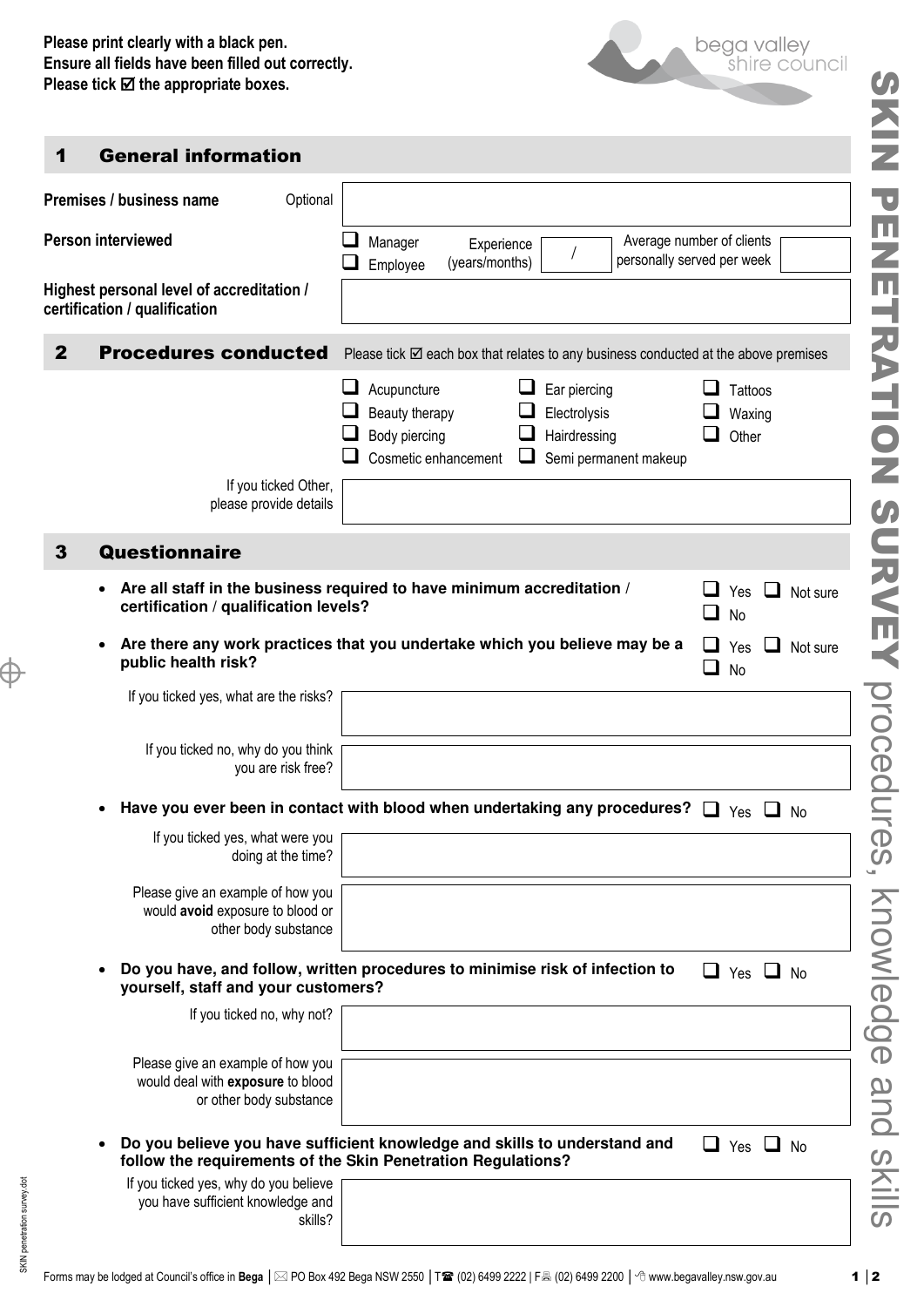**Please print clearly with a black pen.**
**Ensure all fields have been filled out correctly.**
**Please tick ☑ the appropriate boxes.**

bega valley shire council

# SKIN PENETRATION SURVEY procedures, knowledge and skills

## 1 General information

**Premises / business name** Optional

**Person interviewed** ☐ Manager ☐ Employee Experience (years/months) / Average number of clients personally served per week

**Highest personal level of accreditation / certification / qualification**

## 2 Procedures conducted

Please tick ☑ each box that relates to any business conducted at the above premises

- ☐ Acupuncture
- ☐ Beauty therapy
- ☐ Body piercing
- ☐ Cosmetic enhancement
- ☐ Ear piercing
- ☐ Electrolysis
- ☐ Hairdressing
- ☐ Semi permanent makeup
- ☐ Tattoos
- ☐ Waxing
- ☐ Other

If you ticked Other, please provide details

## 3 Questionnaire

- **Are all staff in the business required to have minimum accreditation / certification / qualification levels?** ☐ Yes ☐ Not sure ☐ No
- **Are there any work practices that you undertake which you believe may be a public health risk?** ☐ Yes ☐ Not sure ☐ No

  If you ticked yes, what are the risks?

  If you ticked no, why do you think you are risk free?

- **Have you ever been in contact with blood when undertaking any procedures?** ☐ Yes ☐ No

  If you ticked yes, what were you doing at the time?

  Please give an example of how you would **avoid** exposure to blood or other body substance

- **Do you have, and follow, written procedures to minimise risk of infection to yourself, staff and your customers?** ☐ Yes ☐ No

  If you ticked no, why not?

  Please give an example of how you would deal with **exposure** to blood or other body substance

- **Do you believe you have sufficient knowledge and skills to understand and follow the requirements of the Skin Penetration Regulations?** ☐ Yes ☐ No

  If you ticked yes, why do you believe you have sufficient knowledge and skills?

Forms may be lodged at Council's office in **Bega** | PO Box 492 Bega NSW 2550 | T (02) 6499 2222 | F (02) 6499 2200 | www.begavalley.nsw.gov.au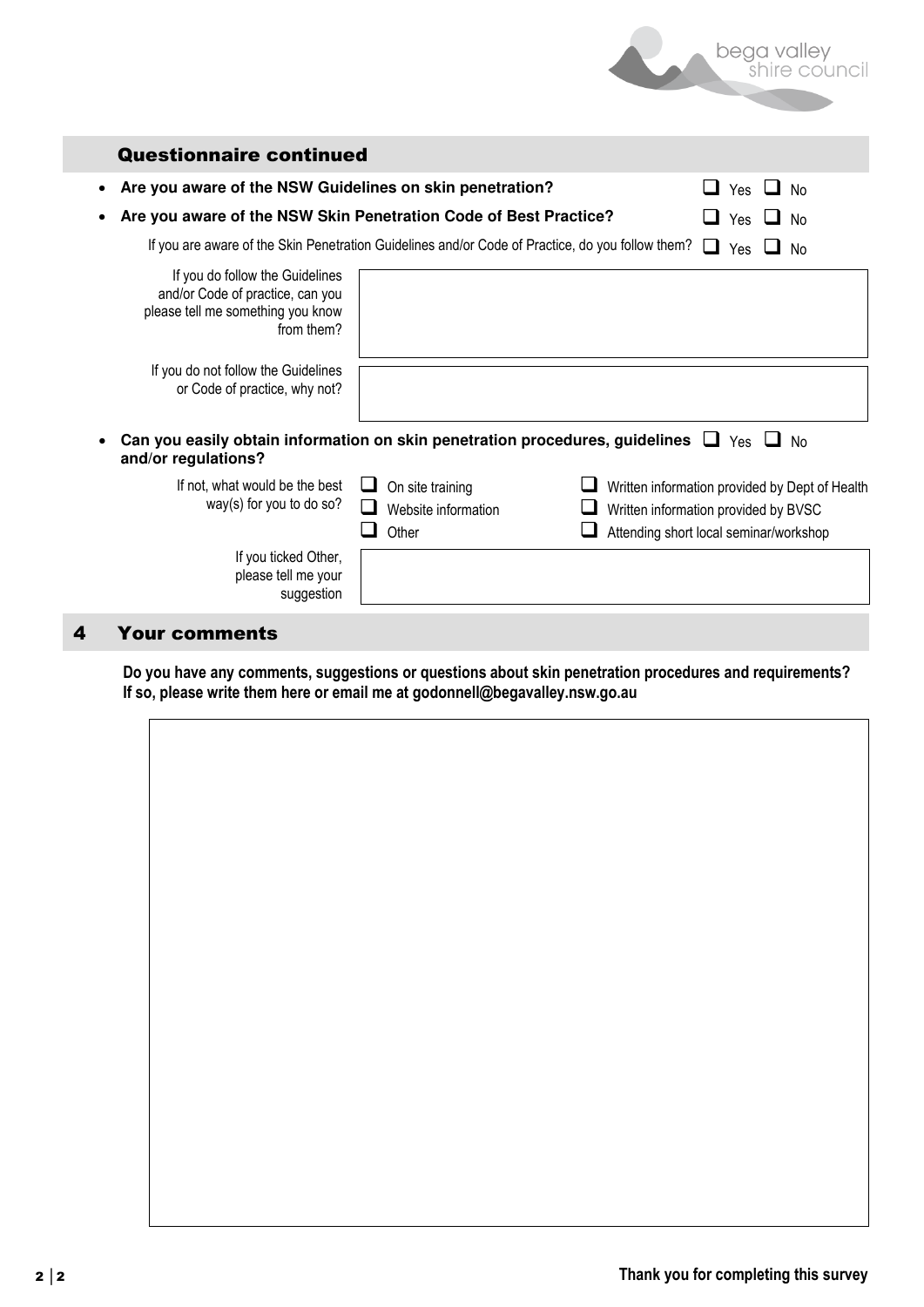## Questionnaire continued

- **Are you aware of the NSW Guidelines on skin penetration?** ☐ Yes ☐ No
- **Are you aware of the NSW Skin Penetration Code of Best Practice?** ☐ Yes ☐ No

  If you are aware of the Skin Penetration Guidelines and/or Code of Practice, do you follow them? ☐ Yes ☐ No

  If you do follow the Guidelines and/or Code of practice, can you please tell me something you know from them?

  If you do not follow the Guidelines or Code of practice, why not?

- **Can you easily obtain information on skin penetration procedures, guidelines and/or regulations?** ☐ Yes ☐ No

  If not, what would be the best way(s) for you to do so?

  - ☐ On site training
  - ☐ Website information
  - ☐ Other
  - ☐ Written information provided by Dept of Health
  - ☐ Written information provided by BVSC
  - ☐ Attending short local seminar/workshop

  If you ticked Other, please tell me your suggestion

## 4 Your comments

**Do you have any comments, suggestions or questions about skin penetration procedures and requirements? If so, please write them here or email me at godonnell@begavalley.nsw.go.au**

**Thank you for completing this survey**